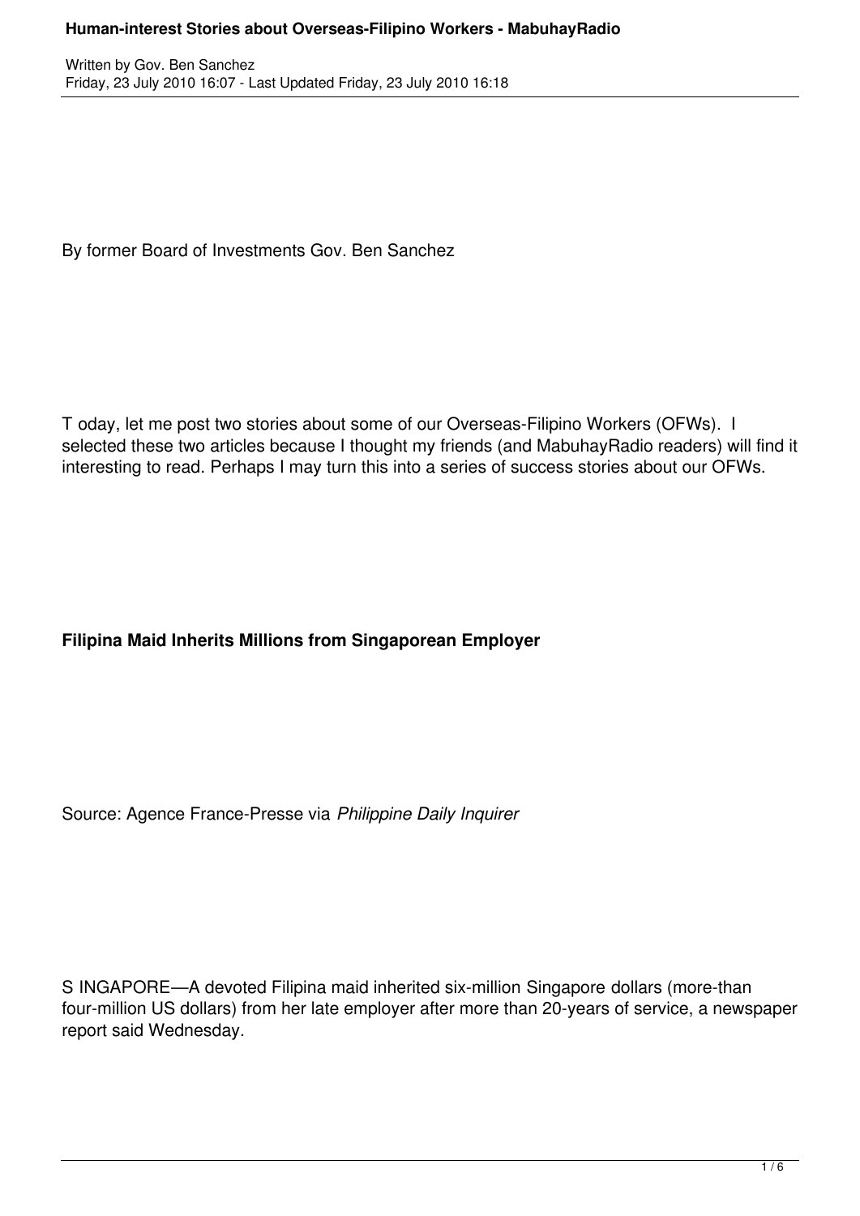# Human-interest Stories about Overseas-Filipino Workers - MabuhayRadio

Written by Gov. Ben Sanchez
Friday, 23 July 2010 16:07 - Last Updated Friday, 23 July 2010 16:18

By former Board of Investments Gov. Ben Sanchez

Today, let me post two stories about some of our Overseas-Filipino Workers (OFWs). I selected these two articles because I thought my friends (and MabuhayRadio readers) will find it interesting to read. Perhaps I may turn this into a series of success stories about our OFWs.

**Filipina Maid Inherits Millions from Singaporean Employer**

Source: Agence France-Presse via *Philippine Daily Inquirer*

SINGAPORE—A devoted Filipina maid inherited six-million Singapore dollars (more-than four-million US dollars) from her late employer after more than 20-years of service, a newspaper report said Wednesday.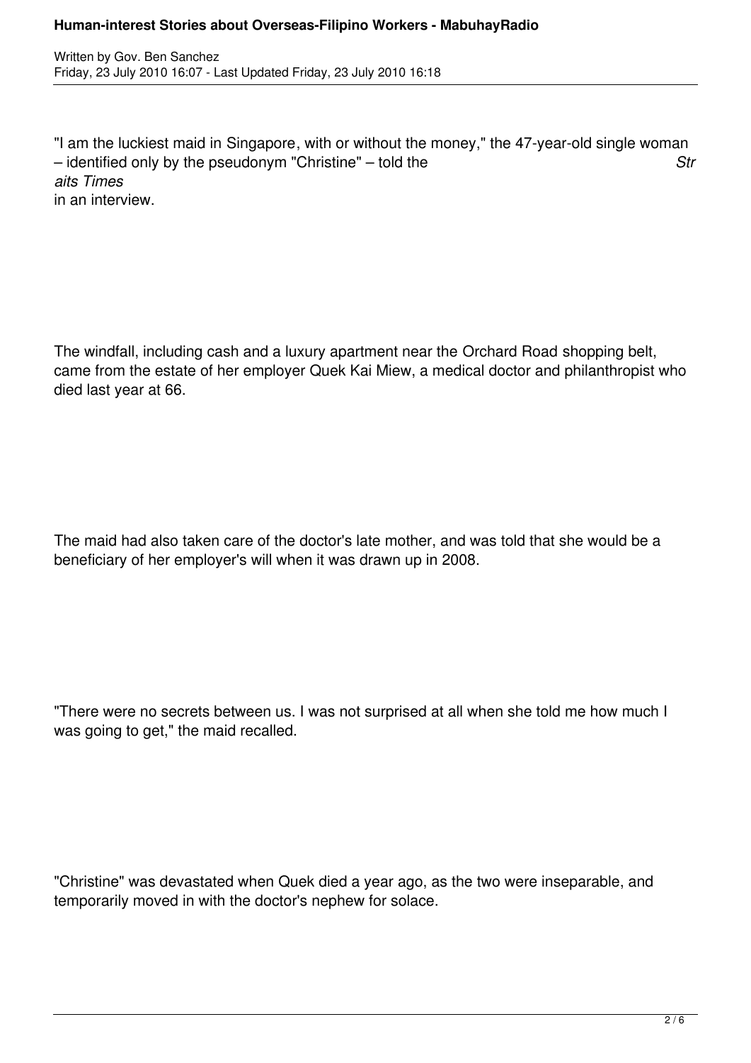"I am the luckiest maid in Singapore, with or without the money," the 47-year-old single woman – identified only by the pseudonym "Christine" – told the *Straits Times* in an interview.

The windfall, including cash and a luxury apartment near the Orchard Road shopping belt, came from the estate of her employer Quek Kai Miew, a medical doctor and philanthropist who died last year at 66.

The maid had also taken care of the doctor's late mother, and was told that she would be a beneficiary of her employer's will when it was drawn up in 2008.

"There were no secrets between us. I was not surprised at all when she told me how much I was going to get," the maid recalled.

"Christine" was devastated when Quek died a year ago, as the two were inseparable, and temporarily moved in with the doctor's nephew for solace.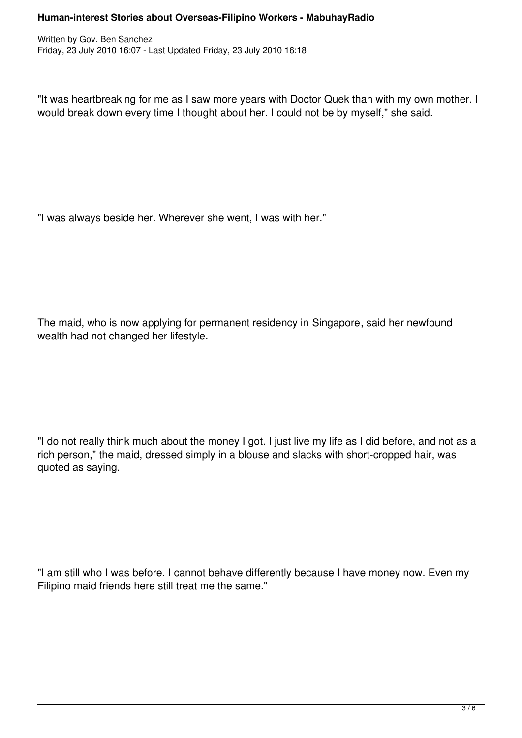"It was heartbreaking for me as I saw more years with Doctor Quek than with my own mother. I would break down every time I thought about her. I could not be by myself," she said.

"I was always beside her. Wherever she went, I was with her."

The maid, who is now applying for permanent residency in Singapore, said her newfound wealth had not changed her lifestyle.

"I do not really think much about the money I got. I just live my life as I did before, and not as a rich person," the maid, dressed simply in a blouse and slacks with short-cropped hair, was quoted as saying.

"I am still who I was before. I cannot behave differently because I have money now. Even my Filipino maid friends here still treat me the same."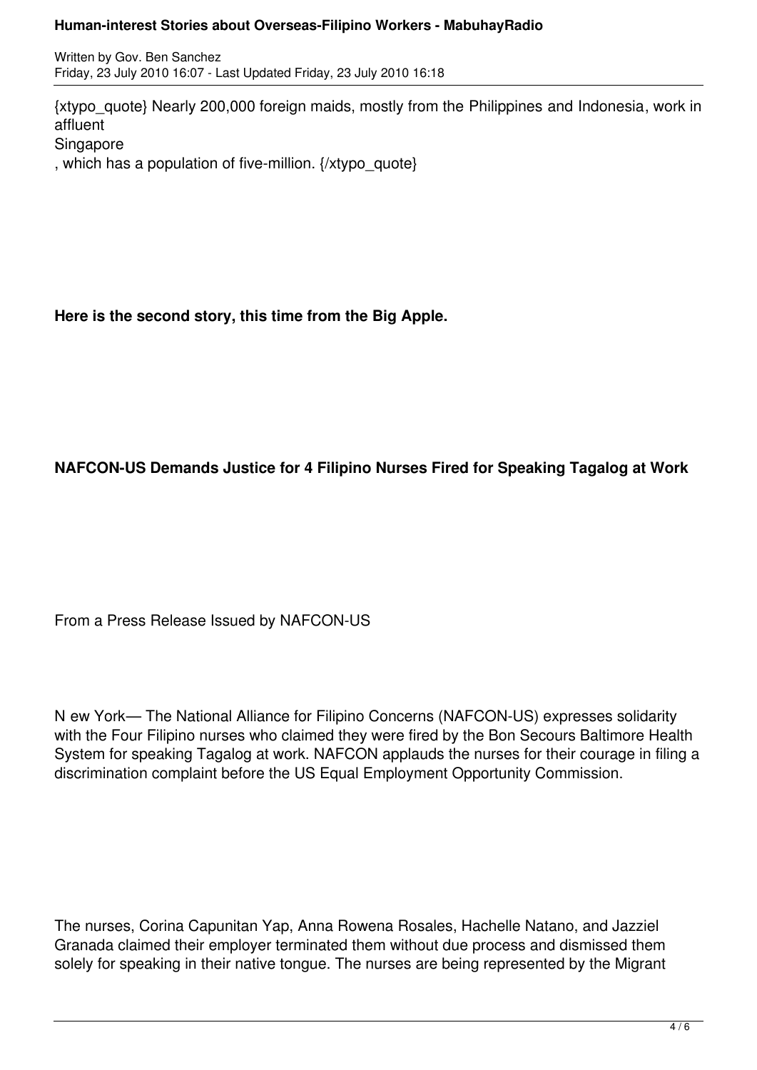{xtypo_quote} Nearly 200,000 foreign maids, mostly from the Philippines and Indonesia, work in affluent Singapore, which has a population of five-million. {/xtypo_quote}

**Here is the second story, this time from the Big Apple.**

**NAFCON-US Demands Justice for 4 Filipino Nurses Fired for Speaking Tagalog at Work**

From a Press Release Issued by NAFCON-US

N ew York— The National Alliance for Filipino Concerns (NAFCON-US) expresses solidarity with the Four Filipino nurses who claimed they were fired by the Bon Secours Baltimore Health System for speaking Tagalog at work. NAFCON applauds the nurses for their courage in filing a discrimination complaint before the US Equal Employment Opportunity Commission.

The nurses, Corina Capunitan Yap, Anna Rowena Rosales, Hachelle Natano, and Jazziel Granada claimed their employer terminated them without due process and dismissed them solely for speaking in their native tongue. The nurses are being represented by the Migrant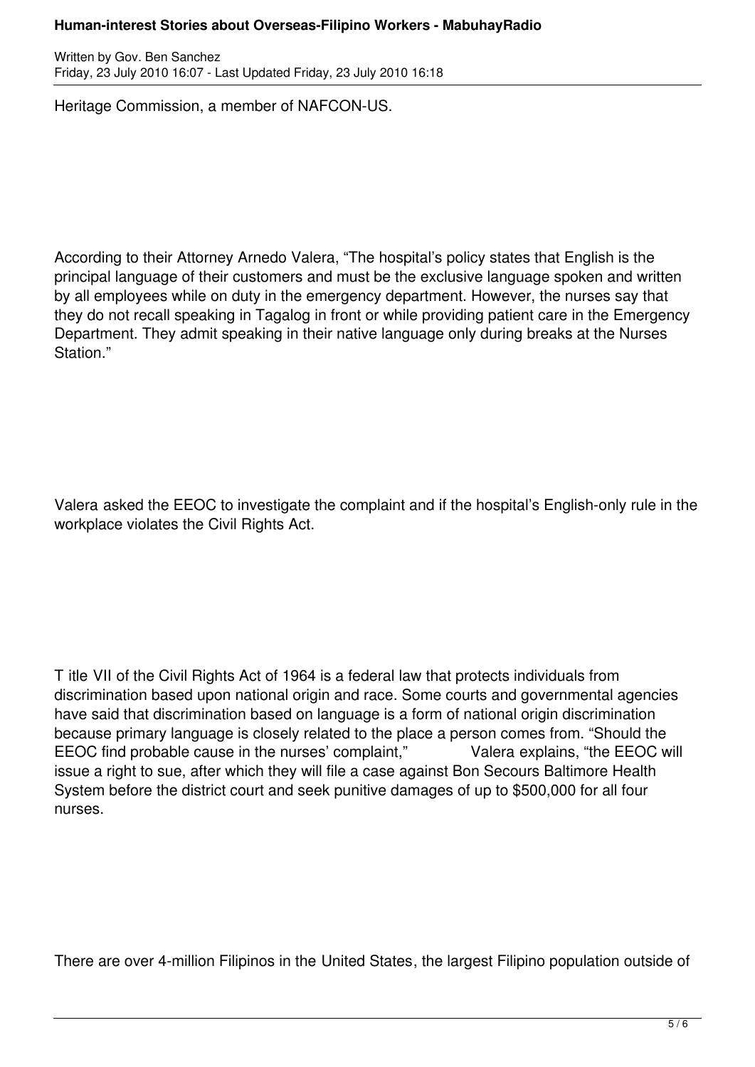Heritage Commission, a member of NAFCON-US.

According to their Attorney Arnedo Valera, “The hospital’s policy states that English is the principal language of their customers and must be the exclusive language spoken and written by all employees while on duty in the emergency department. However, the nurses say that they do not recall speaking in Tagalog in front or while providing patient care in the Emergency Department. They admit speaking in their native language only during breaks at the Nurses Station.”

Valera asked the EEOC to investigate the complaint and if the hospital’s English-only rule in the workplace violates the Civil Rights Act.

T itle VII of the Civil Rights Act of 1964 is a federal law that protects individuals from discrimination based upon national origin and race. Some courts and governmental agencies have said that discrimination based on language is a form of national origin discrimination because primary language is closely related to the place a person comes from. “Should the EEOC find probable cause in the nurses’ complaint,” Valera explains, “the EEOC will issue a right to sue, after which they will file a case against Bon Secours Baltimore Health System before the district court and seek punitive damages of up to $500,000 for all four nurses.

There are over 4-million Filipinos in the United States, the largest Filipino population outside of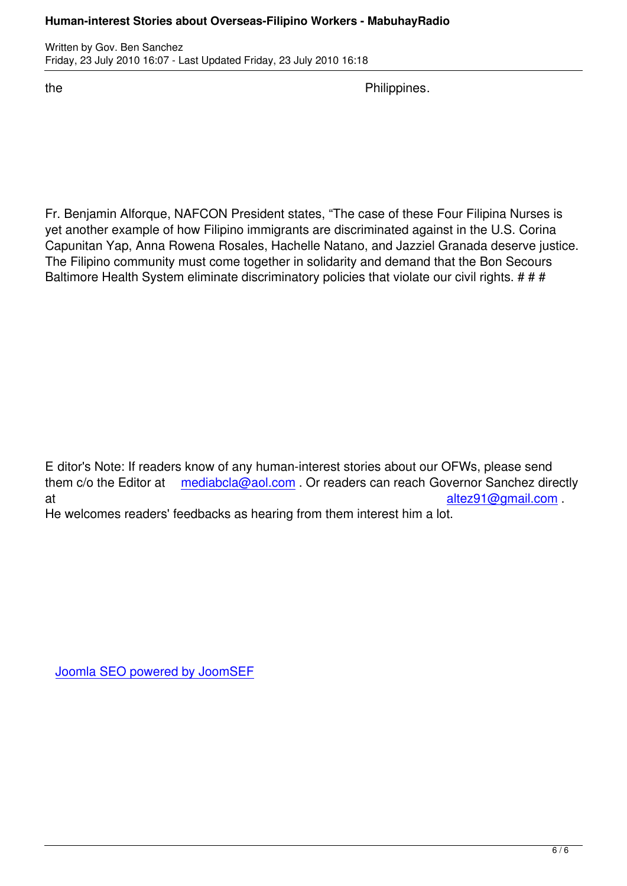the Philippines.

Fr. Benjamin Alforque, NAFCON President states, “The case of these Four Filipina Nurses is yet another example of how Filipino immigrants are discriminated against in the U.S. Corina Capunitan Yap, Anna Rowena Rosales, Hachelle Natano, and Jazziel Granada deserve justice. The Filipino community must come together in solidarity and demand that the Bon Secours Baltimore Health System eliminate discriminatory policies that violate our civil rights. # # #

E ditor's Note: If readers know of any human-interest stories about our OFWs, please send them c/o the Editor at mediabcla@aol.com . Or readers can reach Governor Sanchez directly at altez91@gmail.com . He welcomes readers' feedbacks as hearing from them interest him a lot.

Joomla SEO powered by JoomSEF